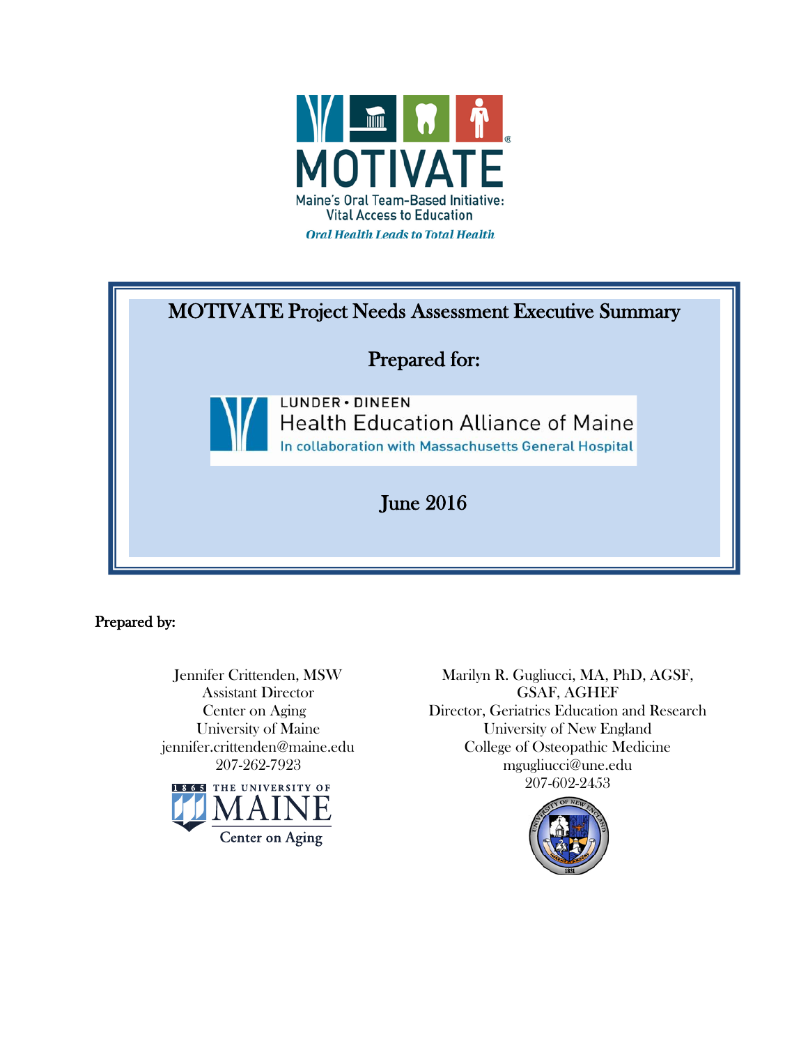MOTIVATE

Maine's Oral Team-Based Initiative: Vital Access to Education

*Oral Health Leads to Total Health*

# MOTIVATE Project Needs Assessment Executive Summary

## Prepared for:

LUNDER • DINEEN
Health Education Alliance of Maine
In collaboration with Massachusetts General Hospital

## June 2016

**Prepared by:**

Jennifer Crittenden, MSW
Assistant Director
Center on Aging
University of Maine
jennifer.crittenden@maine.edu
207-262-7923

THE UNIVERSITY OF MAINE
Center on Aging

Marilyn R. Gugliucci, MA, PhD, AGSF, GSAF, AGHEF
Director, Geriatrics Education and Research
University of New England
College of Osteopathic Medicine
mgugliucci@une.edu
207-602-2453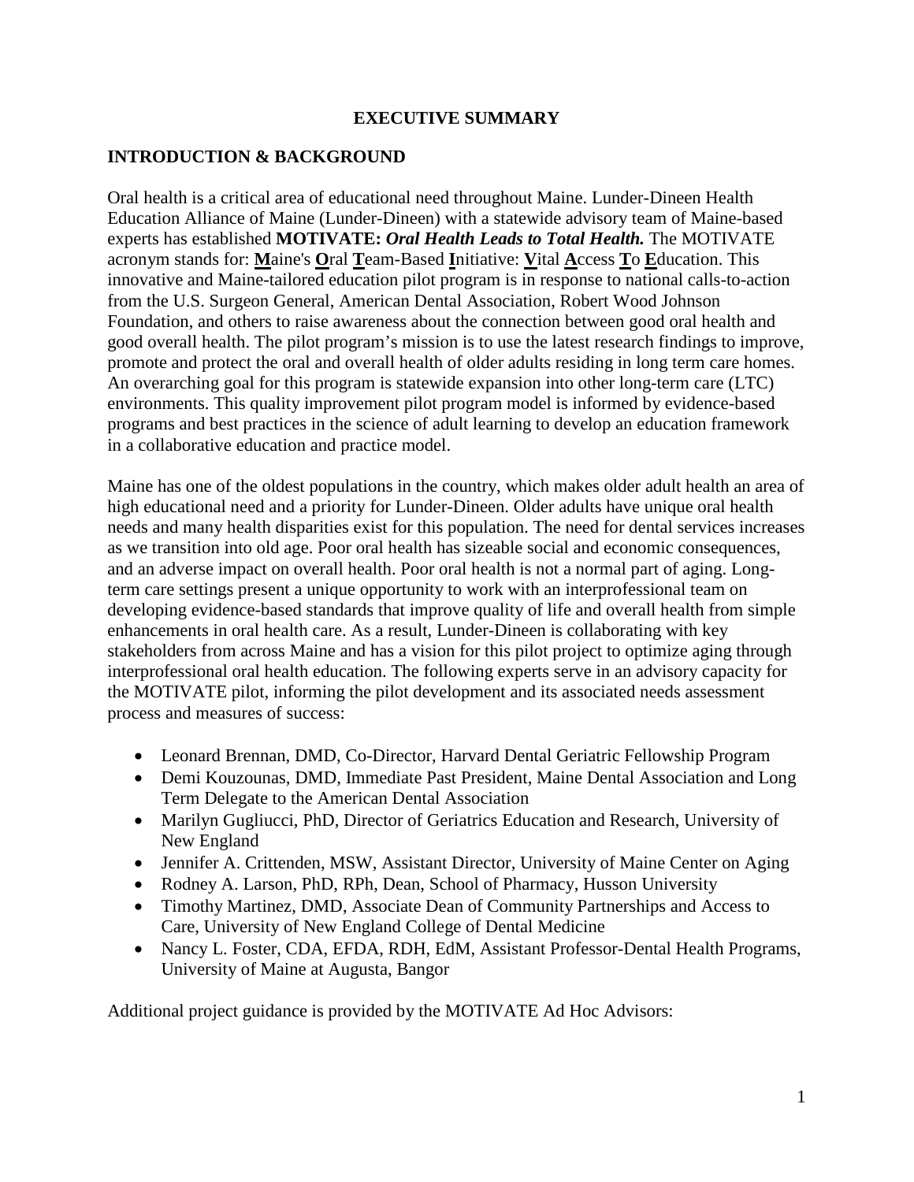# EXECUTIVE SUMMARY

## INTRODUCTION & BACKGROUND

Oral health is a critical area of educational need throughout Maine. Lunder-Dineen Health Education Alliance of Maine (Lunder-Dineen) with a statewide advisory team of Maine-based experts has established **MOTIVATE: *Oral Health Leads to Total Health.*** The MOTIVATE acronym stands for: **M**aine's **O**ral **T**eam-Based **I**nitiative: **V**ital **A**ccess **T**o **E**ducation. This innovative and Maine-tailored education pilot program is in response to national calls-to-action from the U.S. Surgeon General, American Dental Association, Robert Wood Johnson Foundation, and others to raise awareness about the connection between good oral health and good overall health. The pilot program's mission is to use the latest research findings to improve, promote and protect the oral and overall health of older adults residing in long term care homes. An overarching goal for this program is statewide expansion into other long-term care (LTC) environments. This quality improvement pilot program model is informed by evidence-based programs and best practices in the science of adult learning to develop an education framework in a collaborative education and practice model.

Maine has one of the oldest populations in the country, which makes older adult health an area of high educational need and a priority for Lunder-Dineen. Older adults have unique oral health needs and many health disparities exist for this population. The need for dental services increases as we transition into old age. Poor oral health has sizeable social and economic consequences, and an adverse impact on overall health. Poor oral health is not a normal part of aging. Long-term care settings present a unique opportunity to work with an interprofessional team on developing evidence-based standards that improve quality of life and overall health from simple enhancements in oral health care. As a result, Lunder-Dineen is collaborating with key stakeholders from across Maine and has a vision for this pilot project to optimize aging through interprofessional oral health education. The following experts serve in an advisory capacity for the MOTIVATE pilot, informing the pilot development and its associated needs assessment process and measures of success:

- Leonard Brennan, DMD, Co-Director, Harvard Dental Geriatric Fellowship Program
- Demi Kouzounas, DMD, Immediate Past President, Maine Dental Association and Long Term Delegate to the American Dental Association
- Marilyn Gugliucci, PhD, Director of Geriatrics Education and Research, University of New England
- Jennifer A. Crittenden, MSW, Assistant Director, University of Maine Center on Aging
- Rodney A. Larson, PhD, RPh, Dean, School of Pharmacy, Husson University
- Timothy Martinez, DMD, Associate Dean of Community Partnerships and Access to Care, University of New England College of Dental Medicine
- Nancy L. Foster, CDA, EFDA, RDH, EdM, Assistant Professor-Dental Health Programs, University of Maine at Augusta, Bangor

Additional project guidance is provided by the MOTIVATE Ad Hoc Advisors: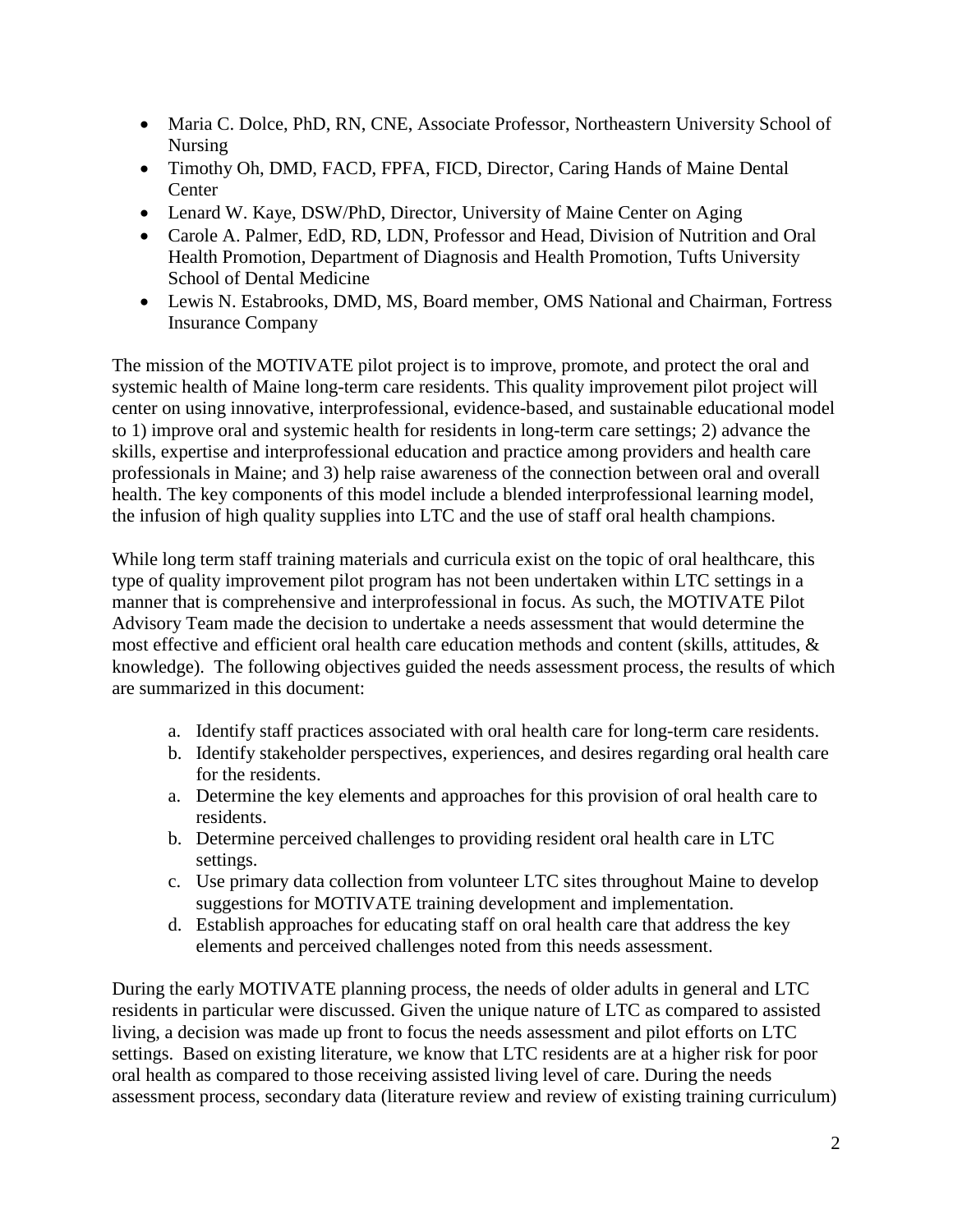- Maria C. Dolce, PhD, RN, CNE, Associate Professor, Northeastern University School of Nursing
- Timothy Oh, DMD, FACD, FPFA, FICD, Director, Caring Hands of Maine Dental Center
- Lenard W. Kaye, DSW/PhD, Director, University of Maine Center on Aging
- Carole A. Palmer, EdD, RD, LDN, Professor and Head, Division of Nutrition and Oral Health Promotion, Department of Diagnosis and Health Promotion, Tufts University School of Dental Medicine
- Lewis N. Estabrooks, DMD, MS, Board member, OMS National and Chairman, Fortress Insurance Company

The mission of the MOTIVATE pilot project is to improve, promote, and protect the oral and systemic health of Maine long-term care residents. This quality improvement pilot project will center on using innovative, interprofessional, evidence-based, and sustainable educational model to 1) improve oral and systemic health for residents in long-term care settings; 2) advance the skills, expertise and interprofessional education and practice among providers and health care professionals in Maine; and 3) help raise awareness of the connection between oral and overall health. The key components of this model include a blended interprofessional learning model, the infusion of high quality supplies into LTC and the use of staff oral health champions.

While long term staff training materials and curricula exist on the topic of oral healthcare, this type of quality improvement pilot program has not been undertaken within LTC settings in a manner that is comprehensive and interprofessional in focus. As such, the MOTIVATE Pilot Advisory Team made the decision to undertake a needs assessment that would determine the most effective and efficient oral health care education methods and content (skills, attitudes, & knowledge). The following objectives guided the needs assessment process, the results of which are summarized in this document:

a. Identify staff practices associated with oral health care for long-term care residents.
b. Identify stakeholder perspectives, experiences, and desires regarding oral health care for the residents.
a. Determine the key elements and approaches for this provision of oral health care to residents.
b. Determine perceived challenges to providing resident oral health care in LTC settings.
c. Use primary data collection from volunteer LTC sites throughout Maine to develop suggestions for MOTIVATE training development and implementation.
d. Establish approaches for educating staff on oral health care that address the key elements and perceived challenges noted from this needs assessment.

During the early MOTIVATE planning process, the needs of older adults in general and LTC residents in particular were discussed. Given the unique nature of LTC as compared to assisted living, a decision was made up front to focus the needs assessment and pilot efforts on LTC settings. Based on existing literature, we know that LTC residents are at a higher risk for poor oral health as compared to those receiving assisted living level of care. During the needs assessment process, secondary data (literature review and review of existing training curriculum)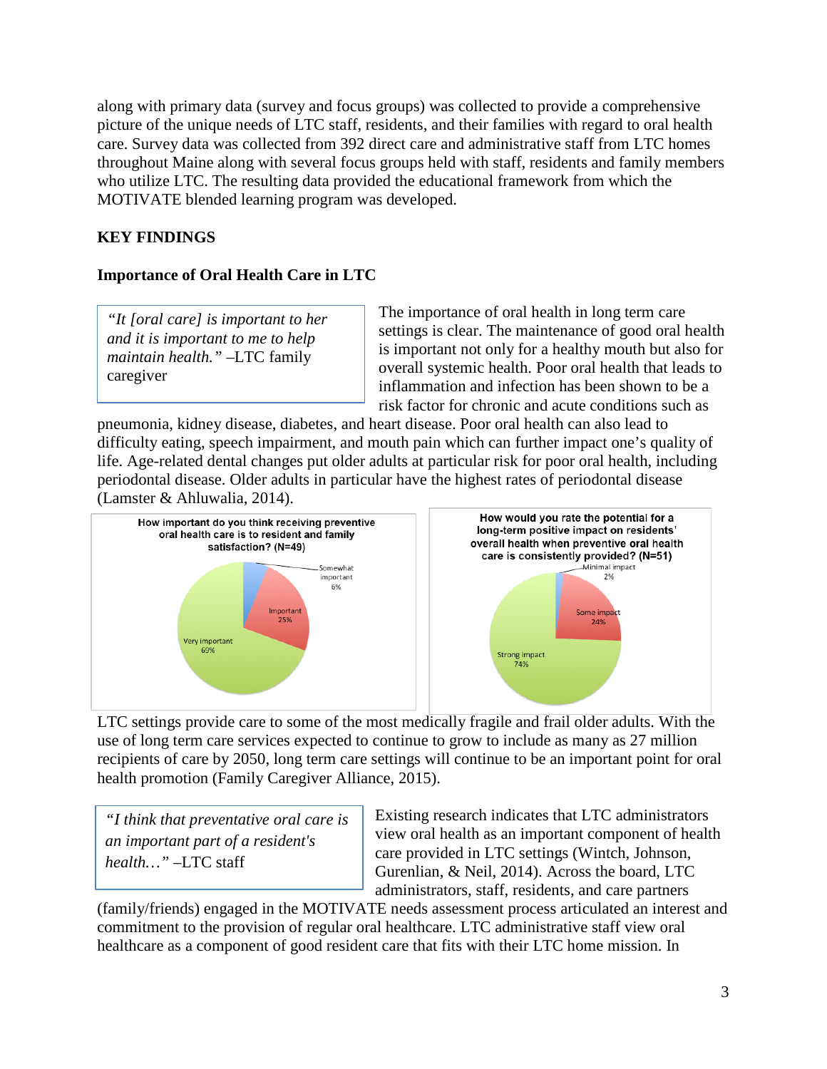along with primary data (survey and focus groups) was collected to provide a comprehensive picture of the unique needs of LTC staff, residents, and their families with regard to oral health care. Survey data was collected from 392 direct care and administrative staff from LTC homes throughout Maine along with several focus groups held with staff, residents and family members who utilize LTC. The resulting data provided the educational framework from which the MOTIVATE blended learning program was developed.

## KEY FINDINGS

### Importance of Oral Health Care in LTC

> *"It [oral care] is important to her and it is important to me to help maintain health."* –LTC family caregiver

The importance of oral health in long term care settings is clear. The maintenance of good oral health is important not only for a healthy mouth but also for overall systemic health. Poor oral health that leads to inflammation and infection has been shown to be a risk factor for chronic and acute conditions such as pneumonia, kidney disease, diabetes, and heart disease. Poor oral health can also lead to difficulty eating, speech impairment, and mouth pain which can further impact one's quality of life. Age-related dental changes put older adults at particular risk for poor oral health, including periodontal disease. Older adults in particular have the highest rates of periodontal disease (Lamster & Ahluwalia, 2014).

**How important do you think receiving preventive oral health care is to resident and family satisfaction? (N=49)**

- Very important 69%
- Important 25%
- Somewhat important 6%

**How would you rate the potential for a long-term positive impact on residents' overall health when preventive oral health care is consistently provided? (N=51)**

- Strong impact 74%
- Some impact 24%
- Minimal impact 2%

LTC settings provide care to some of the most medically fragile and frail older adults. With the use of long term care services expected to continue to grow to include as many as 27 million recipients of care by 2050, long term care settings will continue to be an important point for oral health promotion (Family Caregiver Alliance, 2015).

> *"I think that preventative oral care is an important part of a resident's health…"* –LTC staff

Existing research indicates that LTC administrators view oral health as an important component of health care provided in LTC settings (Wintch, Johnson, Gurenlian, & Neil, 2014). Across the board, LTC administrators, staff, residents, and care partners (family/friends) engaged in the MOTIVATE needs assessment process articulated an interest and commitment to the provision of regular oral healthcare. LTC administrative staff view oral healthcare as a component of good resident care that fits with their LTC home mission. In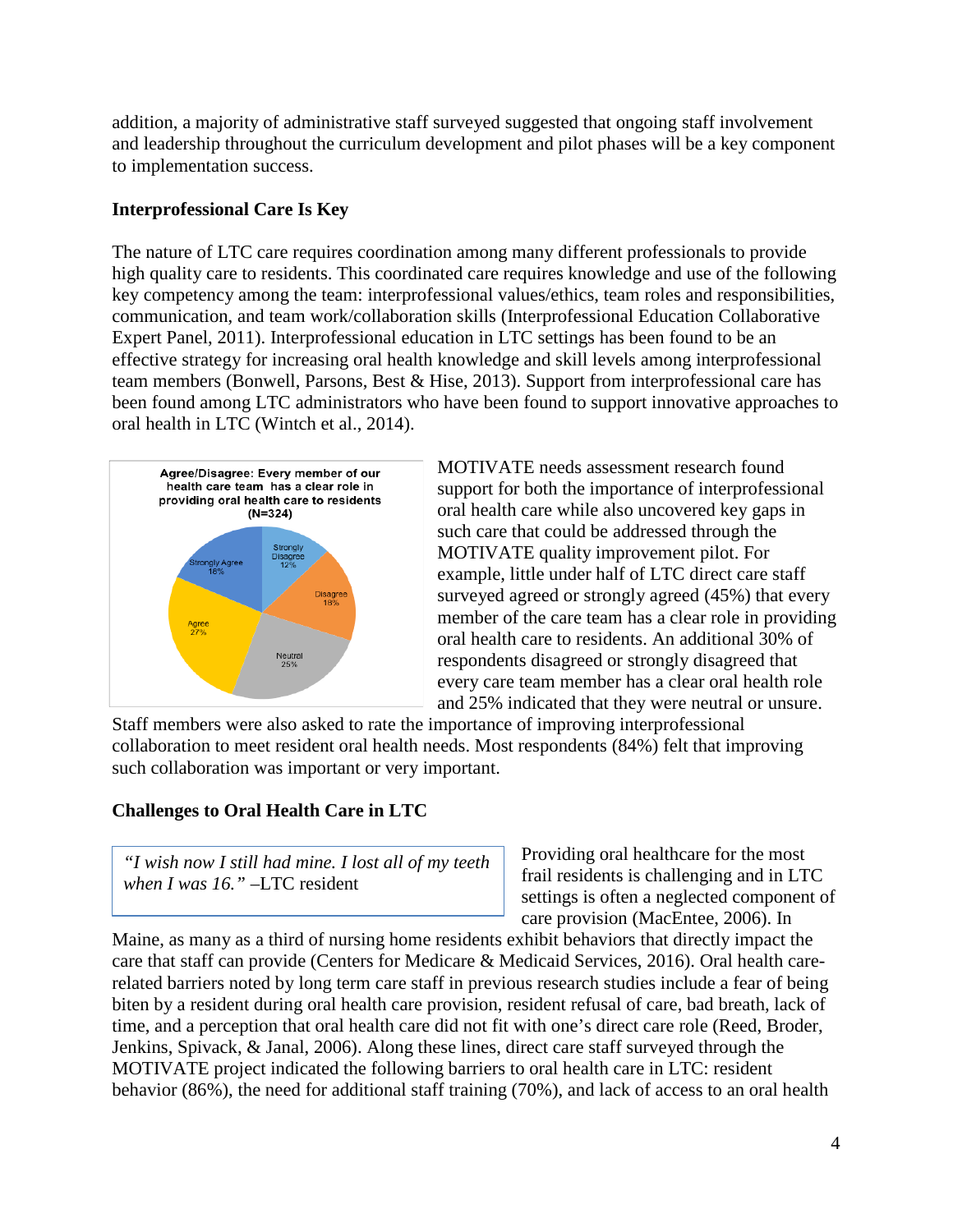addition, a majority of administrative staff surveyed suggested that ongoing staff involvement and leadership throughout the curriculum development and pilot phases will be a key component to implementation success.

### Interprofessional Care Is Key

The nature of LTC care requires coordination among many different professionals to provide high quality care to residents. This coordinated care requires knowledge and use of the following key competency among the team: interprofessional values/ethics, team roles and responsibilities, communication, and team work/collaboration skills (Interprofessional Education Collaborative Expert Panel, 2011). Interprofessional education in LTC settings has been found to be an effective strategy for increasing oral health knowledge and skill levels among interprofessional team members (Bonwell, Parsons, Best & Hise, 2013). Support from interprofessional care has been found among LTC administrators who have been found to support innovative approaches to oral health in LTC (Wintch et al., 2014).

**Agree/Disagree: Every member of our health care team has a clear role in providing oral health care to residents (N=324)**

| Response | Percent |
| --- | --- |
| Strongly Disagree | 12% |
| Disagree | 18% |
| Neutral | 25% |
| Agree | 27% |
| Strongly Agree | 18% |

MOTIVATE needs assessment research found support for both the importance of interprofessional oral health care while also uncovered key gaps in such care that could be addressed through the MOTIVATE quality improvement pilot. For example, little under half of LTC direct care staff surveyed agreed or strongly agreed (45%) that every member of the care team has a clear role in providing oral health care to residents. An additional 30% of respondents disagreed or strongly disagreed that every care team member has a clear oral health role and 25% indicated that they were neutral or unsure. Staff members were also asked to rate the importance of improving interprofessional collaboration to meet resident oral health needs. Most respondents (84%) felt that improving such collaboration was important or very important.

### Challenges to Oral Health Care in LTC

> *"I wish now I still had mine. I lost all of my teeth when I was 16."* –LTC resident

Providing oral healthcare for the most frail residents is challenging and in LTC settings is often a neglected component of care provision (MacEntee, 2006). In Maine, as many as a third of nursing home residents exhibit behaviors that directly impact the care that staff can provide (Centers for Medicare & Medicaid Services, 2016). Oral health care-related barriers noted by long term care staff in previous research studies include a fear of being biten by a resident during oral health care provision, resident refusal of care, bad breath, lack of time, and a perception that oral health care did not fit with one's direct care role (Reed, Broder, Jenkins, Spivack, & Janal, 2006). Along these lines, direct care staff surveyed through the MOTIVATE project indicated the following barriers to oral health care in LTC: resident behavior (86%), the need for additional staff training (70%), and lack of access to an oral health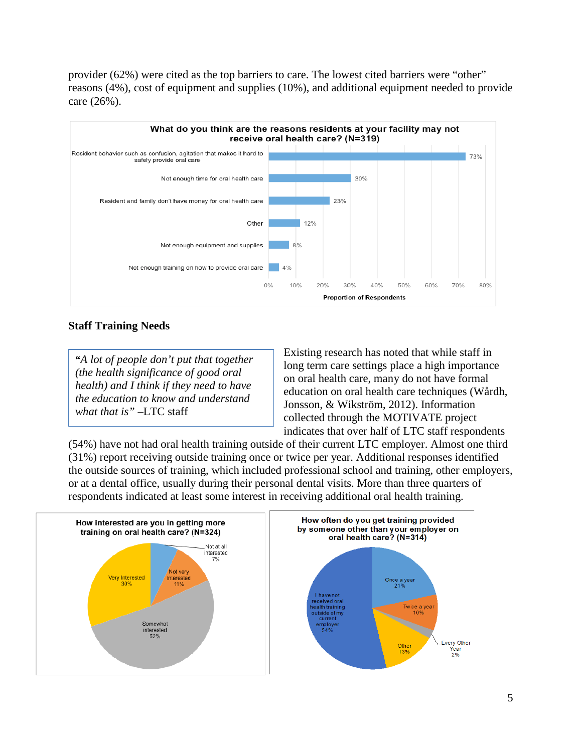provider (62%) were cited as the top barriers to care. The lowest cited barriers were "other" reasons (4%), cost of equipment and supplies (10%), and additional equipment needed to provide care (26%).

**What do you think are the reasons residents at your facility may not receive oral health care? (N=319)**

| Reason | Proportion of Respondents |
| --- | --- |
| Resident behavior such as confusion, agitation that makes it hard to safely provide oral care | 73% |
| Not enough time for oral health care | 30% |
| Resident and family don't have money for oral health care | 23% |
| Other | 12% |
| Not enough equipment and supplies | 8% |
| Not enough training on how to provide oral care | 4% |

## Staff Training Needs

> *"A lot of people don't put that together (the health significance of good oral health) and I think if they need to have the education to know and understand what that is"* –LTC staff

Existing research has noted that while staff in long term care settings place a high importance on oral health care, many do not have formal education on oral health care techniques (Wårdh, Jonsson, & Wikström, 2012). Information collected through the MOTIVATE project indicates that over half of LTC staff respondents (54%) have not had oral health training outside of their current LTC employer. Almost one third (31%) report receiving outside training once or twice per year. Additional responses identified the outside sources of training, which included professional school and training, other employers, or at a dental office, usually during their personal dental visits. More than three quarters of respondents indicated at least some interest in receiving additional oral health training.

**How interested are you in getting more training on oral health care? (N=324)**

| Response | Percent |
| --- | --- |
| Somewhat interested | 52% |
| Very Interested | 30% |
| Not very interested | 11% |
| Not at all interested | 7% |

**How often do you get training provided by someone other than your employer on oral health care? (N=314)**

| Response | Percent |
| --- | --- |
| I have not received oral health training outside of my current employer | 54% |
| Once a year | 21% |
| Other | 13% |
| Twice a year | 10% |
| Every Other Year | 2% |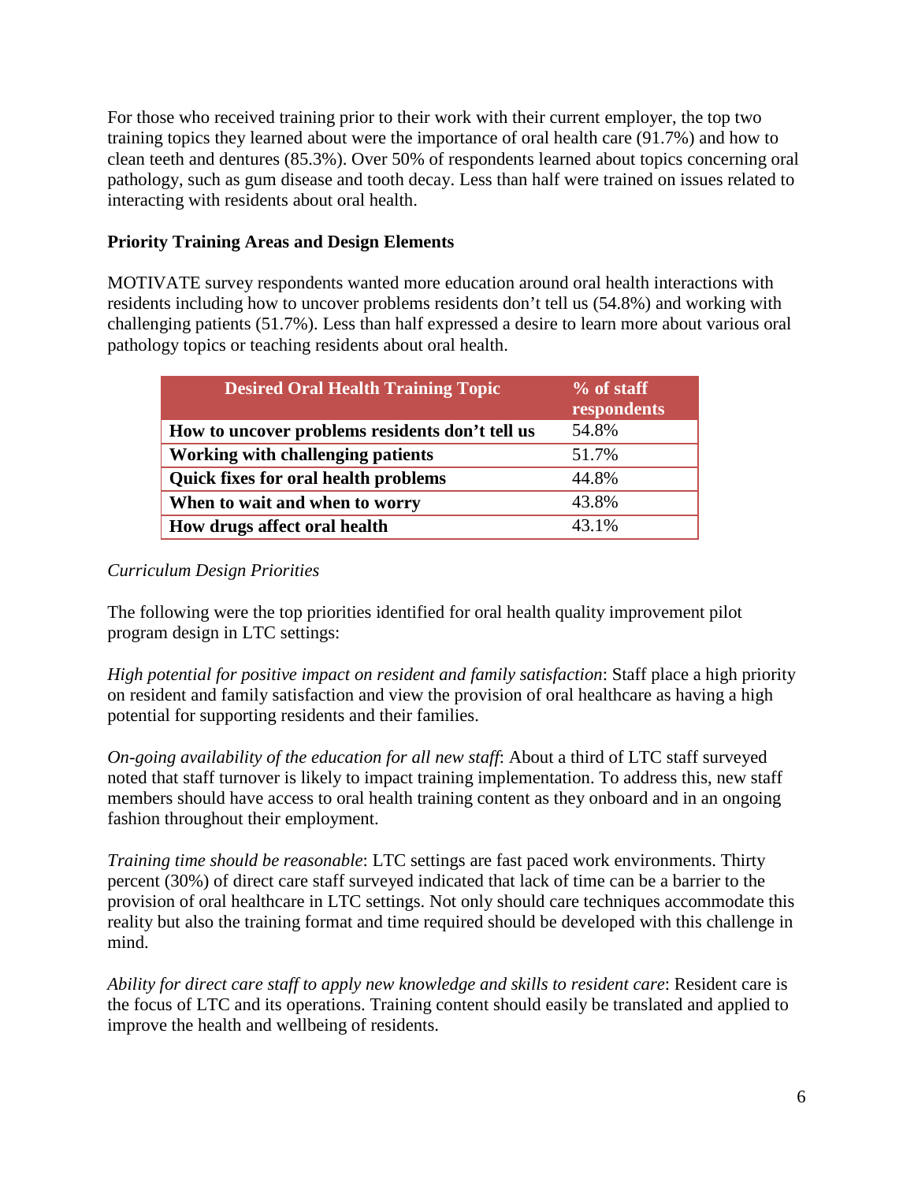For those who received training prior to their work with their current employer, the top two training topics they learned about were the importance of oral health care (91.7%) and how to clean teeth and dentures (85.3%). Over 50% of respondents learned about topics concerning oral pathology, such as gum disease and tooth decay. Less than half were trained on issues related to interacting with residents about oral health.

### Priority Training Areas and Design Elements

MOTIVATE survey respondents wanted more education around oral health interactions with residents including how to uncover problems residents don't tell us (54.8%) and working with challenging patients (51.7%). Less than half expressed a desire to learn more about various oral pathology topics or teaching residents about oral health.

| Desired Oral Health Training Topic | % of staff respondents |
|---|---|
| **How to uncover problems residents don't tell us** | 54.8% |
| **Working with challenging patients** | 51.7% |
| **Quick fixes for oral health problems** | 44.8% |
| **When to wait and when to worry** | 43.8% |
| **How drugs affect oral health** | 43.1% |

*Curriculum Design Priorities*

The following were the top priorities identified for oral health quality improvement pilot program design in LTC settings:

*High potential for positive impact on resident and family satisfaction*: Staff place a high priority on resident and family satisfaction and view the provision of oral healthcare as having a high potential for supporting residents and their families.

*On-going availability of the education for all new staff*: About a third of LTC staff surveyed noted that staff turnover is likely to impact training implementation. To address this, new staff members should have access to oral health training content as they onboard and in an ongoing fashion throughout their employment.

*Training time should be reasonable*: LTC settings are fast paced work environments. Thirty percent (30%) of direct care staff surveyed indicated that lack of time can be a barrier to the provision of oral healthcare in LTC settings. Not only should care techniques accommodate this reality but also the training format and time required should be developed with this challenge in mind.

*Ability for direct care staff to apply new knowledge and skills to resident care*: Resident care is the focus of LTC and its operations. Training content should easily be translated and applied to improve the health and wellbeing of residents.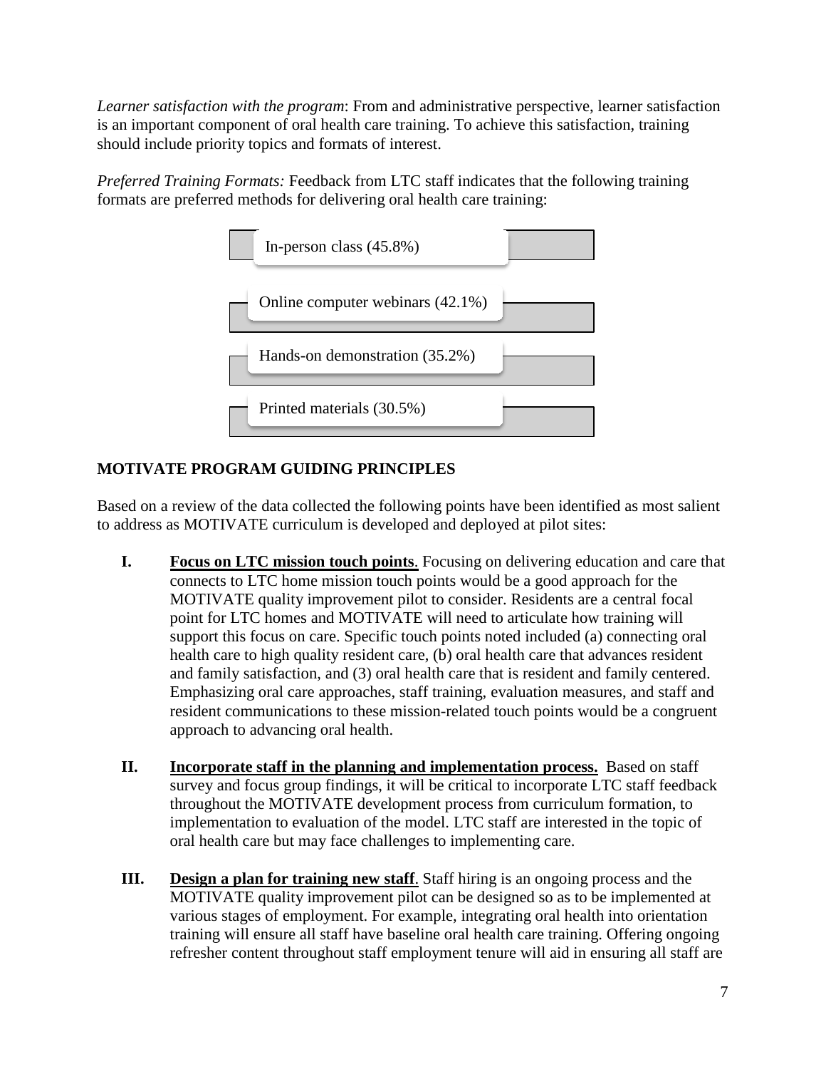*Learner satisfaction with the program*: From and administrative perspective, learner satisfaction is an important component of oral health care training. To achieve this satisfaction, training should include priority topics and formats of interest.

*Preferred Training Formats:* Feedback from LTC staff indicates that the following training formats are preferred methods for delivering oral health care training:

- In-person class (45.8%)
- Online computer webinars (42.1%)
- Hands-on demonstration (35.2%)
- Printed materials (30.5%)

## MOTIVATE PROGRAM GUIDING PRINCIPLES

Based on a review of the data collected the following points have been identified as most salient to address as MOTIVATE curriculum is developed and deployed at pilot sites:

**I. Focus on LTC mission touch points**. Focusing on delivering education and care that connects to LTC home mission touch points would be a good approach for the MOTIVATE quality improvement pilot to consider. Residents are a central focal point for LTC homes and MOTIVATE will need to articulate how training will support this focus on care. Specific touch points noted included (a) connecting oral health care to high quality resident care, (b) oral health care that advances resident and family satisfaction, and (3) oral health care that is resident and family centered. Emphasizing oral care approaches, staff training, evaluation measures, and staff and resident communications to these mission-related touch points would be a congruent approach to advancing oral health.

**II. Incorporate staff in the planning and implementation process.** Based on staff survey and focus group findings, it will be critical to incorporate LTC staff feedback throughout the MOTIVATE development process from curriculum formation, to implementation to evaluation of the model. LTC staff are interested in the topic of oral health care but may face challenges to implementing care.

**III. Design a plan for training new staff**. Staff hiring is an ongoing process and the MOTIVATE quality improvement pilot can be designed so as to be implemented at various stages of employment. For example, integrating oral health into orientation training will ensure all staff have baseline oral health care training. Offering ongoing refresher content throughout staff employment tenure will aid in ensuring all staff are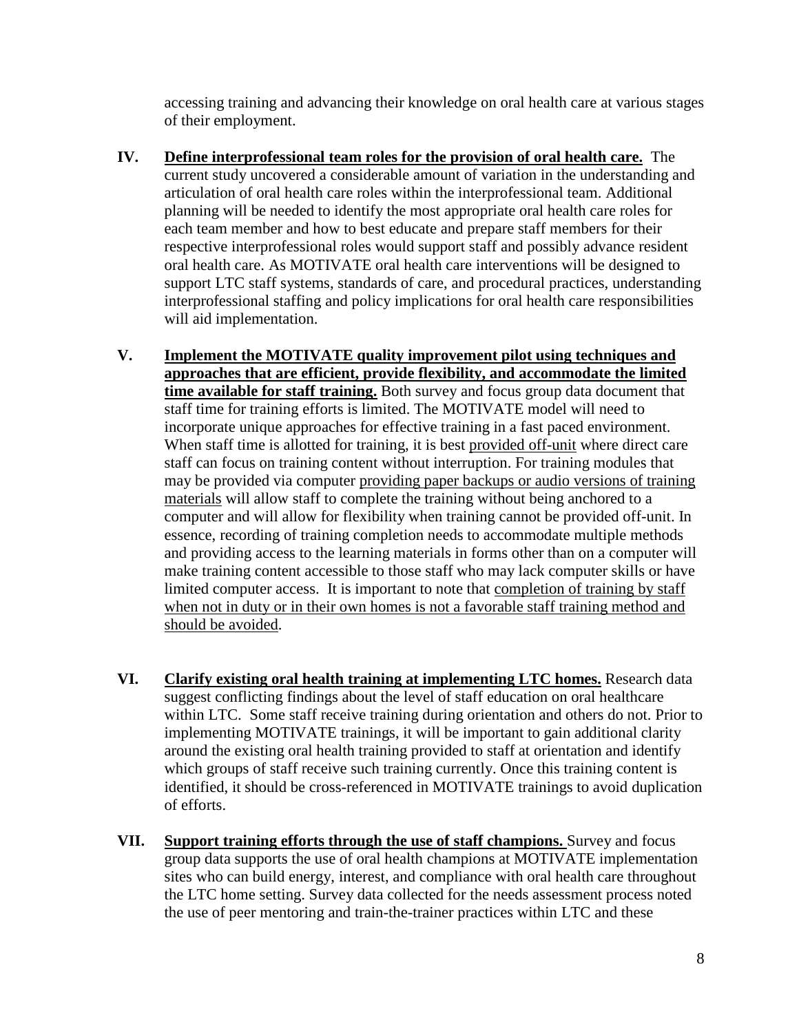accessing training and advancing their knowledge on oral health care at various stages of their employment.

IV. **Define interprofessional team roles for the provision of oral health care.** The current study uncovered a considerable amount of variation in the understanding and articulation of oral health care roles within the interprofessional team. Additional planning will be needed to identify the most appropriate oral health care roles for each team member and how to best educate and prepare staff members for their respective interprofessional roles would support staff and possibly advance resident oral health care. As MOTIVATE oral health care interventions will be designed to support LTC staff systems, standards of care, and procedural practices, understanding interprofessional staffing and policy implications for oral health care responsibilities will aid implementation.

V. **Implement the MOTIVATE quality improvement pilot using techniques and approaches that are efficient, provide flexibility, and accommodate the limited time available for staff training.** Both survey and focus group data document that staff time for training efforts is limited. The MOTIVATE model will need to incorporate unique approaches for effective training in a fast paced environment. When staff time is allotted for training, it is best provided off-unit where direct care staff can focus on training content without interruption. For training modules that may be provided via computer providing paper backups or audio versions of training materials will allow staff to complete the training without being anchored to a computer and will allow for flexibility when training cannot be provided off-unit. In essence, recording of training completion needs to accommodate multiple methods and providing access to the learning materials in forms other than on a computer will make training content accessible to those staff who may lack computer skills or have limited computer access. It is important to note that completion of training by staff when not in duty or in their own homes is not a favorable staff training method and should be avoided.

VI. **Clarify existing oral health training at implementing LTC homes.** Research data suggest conflicting findings about the level of staff education on oral healthcare within LTC. Some staff receive training during orientation and others do not. Prior to implementing MOTIVATE trainings, it will be important to gain additional clarity around the existing oral health training provided to staff at orientation and identify which groups of staff receive such training currently. Once this training content is identified, it should be cross-referenced in MOTIVATE trainings to avoid duplication of efforts.

VII. **Support training efforts through the use of staff champions.** Survey and focus group data supports the use of oral health champions at MOTIVATE implementation sites who can build energy, interest, and compliance with oral health care throughout the LTC home setting. Survey data collected for the needs assessment process noted the use of peer mentoring and train-the-trainer practices within LTC and these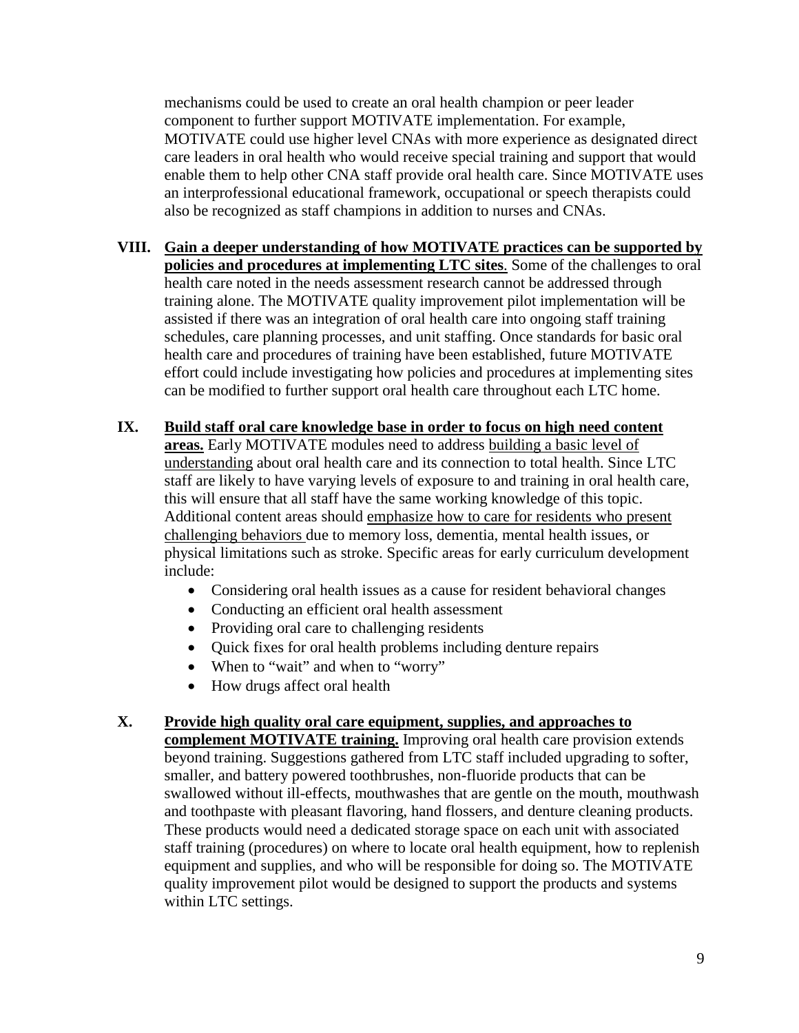mechanisms could be used to create an oral health champion or peer leader component to further support MOTIVATE implementation. For example, MOTIVATE could use higher level CNAs with more experience as designated direct care leaders in oral health who would receive special training and support that would enable them to help other CNA staff provide oral health care. Since MOTIVATE uses an interprofessional educational framework, occupational or speech therapists could also be recognized as staff champions in addition to nurses and CNAs.

**VIII. Gain a deeper understanding of how MOTIVATE practices can be supported by policies and procedures at implementing LTC sites**. Some of the challenges to oral health care noted in the needs assessment research cannot be addressed through training alone. The MOTIVATE quality improvement pilot implementation will be assisted if there was an integration of oral health care into ongoing staff training schedules, care planning processes, and unit staffing. Once standards for basic oral health care and procedures of training have been established, future MOTIVATE effort could include investigating how policies and procedures at implementing sites can be modified to further support oral health care throughout each LTC home.

**IX. Build staff oral care knowledge base in order to focus on high need content areas.** Early MOTIVATE modules need to address building a basic level of understanding about oral health care and its connection to total health. Since LTC staff are likely to have varying levels of exposure to and training in oral health care, this will ensure that all staff have the same working knowledge of this topic. Additional content areas should emphasize how to care for residents who present challenging behaviors due to memory loss, dementia, mental health issues, or physical limitations such as stroke. Specific areas for early curriculum development include:

- Considering oral health issues as a cause for resident behavioral changes
- Conducting an efficient oral health assessment
- Providing oral care to challenging residents
- Quick fixes for oral health problems including denture repairs
- When to "wait" and when to "worry"
- How drugs affect oral health

**X. Provide high quality oral care equipment, supplies, and approaches to complement MOTIVATE training.** Improving oral health care provision extends beyond training. Suggestions gathered from LTC staff included upgrading to softer, smaller, and battery powered toothbrushes, non-fluoride products that can be swallowed without ill-effects, mouthwashes that are gentle on the mouth, mouthwash and toothpaste with pleasant flavoring, hand flossers, and denture cleaning products. These products would need a dedicated storage space on each unit with associated staff training (procedures) on where to locate oral health equipment, how to replenish equipment and supplies, and who will be responsible for doing so. The MOTIVATE quality improvement pilot would be designed to support the products and systems within LTC settings.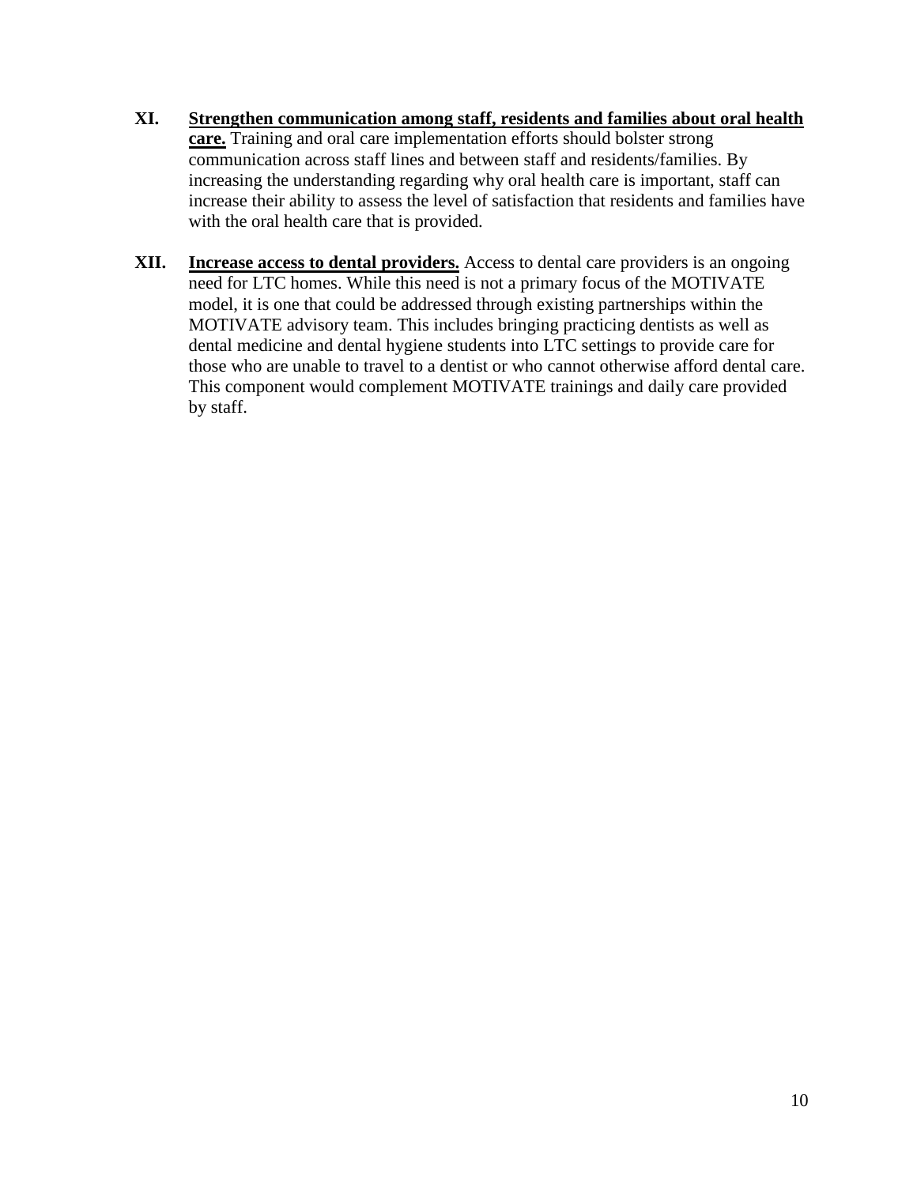XI. **Strengthen communication among staff, residents and families about oral health care.** Training and oral care implementation efforts should bolster strong communication across staff lines and between staff and residents/families. By increasing the understanding regarding why oral health care is important, staff can increase their ability to assess the level of satisfaction that residents and families have with the oral health care that is provided.

XII. **Increase access to dental providers.** Access to dental care providers is an ongoing need for LTC homes. While this need is not a primary focus of the MOTIVATE model, it is one that could be addressed through existing partnerships within the MOTIVATE advisory team. This includes bringing practicing dentists as well as dental medicine and dental hygiene students into LTC settings to provide care for those who are unable to travel to a dentist or who cannot otherwise afford dental care. This component would complement MOTIVATE trainings and daily care provided by staff.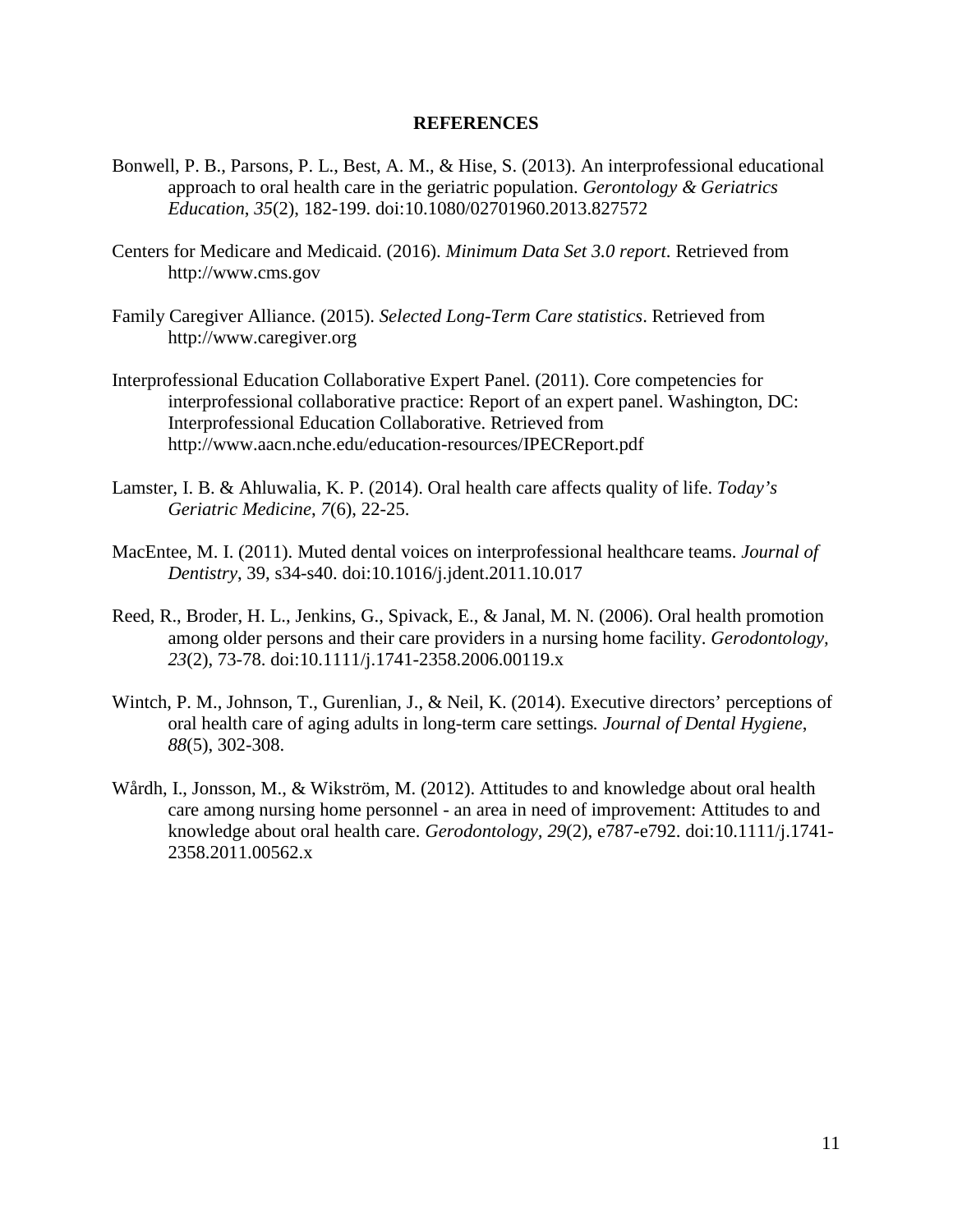# REFERENCES

Bonwell, P. B., Parsons, P. L., Best, A. M., & Hise, S. (2013). An interprofessional educational approach to oral health care in the geriatric population. *Gerontology & Geriatrics Education*, *35*(2), 182-199. doi:10.1080/02701960.2013.827572

Centers for Medicare and Medicaid. (2016). *Minimum Data Set 3.0 report*. Retrieved from http://www.cms.gov

Family Caregiver Alliance. (2015). *Selected Long-Term Care statistics*. Retrieved from http://www.caregiver.org

Interprofessional Education Collaborative Expert Panel. (2011). Core competencies for interprofessional collaborative practice: Report of an expert panel. Washington, DC: Interprofessional Education Collaborative. Retrieved from http://www.aacn.nche.edu/education-resources/IPECReport.pdf

Lamster, I. B. & Ahluwalia, K. P. (2014). Oral health care affects quality of life. *Today's Geriatric Medicine*, *7*(6), 22-25.

MacEntee, M. I. (2011). Muted dental voices on interprofessional healthcare teams. *Journal of Dentistry*, 39, s34-s40. doi:10.1016/j.jdent.2011.10.017

Reed, R., Broder, H. L., Jenkins, G., Spivack, E., & Janal, M. N. (2006). Oral health promotion among older persons and their care providers in a nursing home facility. *Gerodontology*, *23*(2), 73-78. doi:10.1111/j.1741-2358.2006.00119.x

Wintch, P. M., Johnson, T., Gurenlian, J., & Neil, K. (2014). Executive directors' perceptions of oral health care of aging adults in long-term care settings*. Journal of Dental Hygiene*, *88*(5), 302-308.

Wårdh, I., Jonsson, M., & Wikström, M. (2012). Attitudes to and knowledge about oral health care among nursing home personnel - an area in need of improvement: Attitudes to and knowledge about oral health care. *Gerodontology*, *29*(2), e787-e792. doi:10.1111/j.1741-2358.2011.00562.x